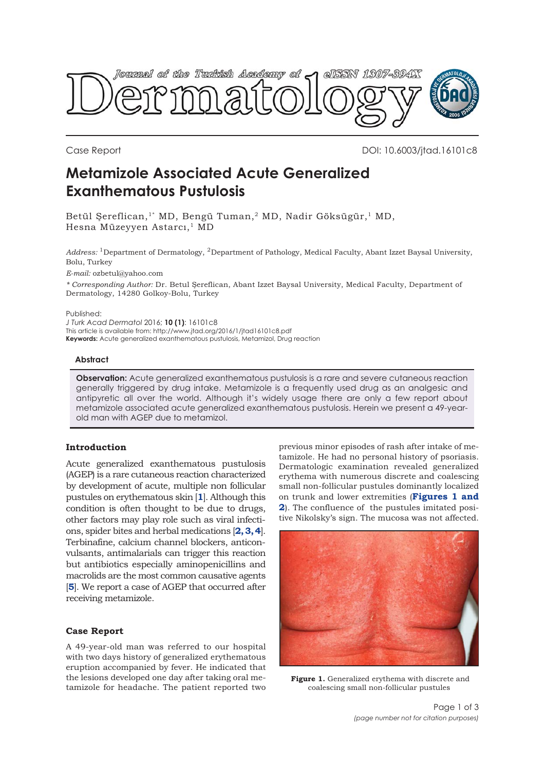Case Report

DOI: 10.6003/jtad.16101c8

# Metamizole Associated Acute Generalized Exanthematous Pustulosis

Betül Şereflican,[1*] MD, Bengü Tuman,[2] MD, Nadir Göksügür,[1] MD, Hesna Müzeyyen Astarcı,[1] MD

*Address:* [1]Department of Dermatology, [2]Department of Pathology, Medical Faculty, Abant Izzet Baysal University, Bolu, Turkey

*E-mail:* ozbetul@yahoo.com

*\* Corresponding Author:* Dr. Betul Şereflican, Abant Izzet Baysal University, Medical Faculty, Department of Dermatology, 14280 Golkoy-Bolu, Turkey

Published:
*J Turk Acad Dermatol* 2016; **10 (1)**: 16101c8
This article is available from: http://www.jtad.org/2016/1/jtad16101c8.pdf
**Keywords:** Acute generalized exanthematous pustulosis, Metamizol, Drug reaction

### Abstract

**Observation:** Acute generalized exanthematous pustulosis is a rare and severe cutaneous reaction generally triggered by drug intake. Metamizole is a frequently used drug as an analgesic and antipyretic all over the world. Although it's widely usage there are only a few report about metamizole associated acute generalized exanthematous pustulosis. Herein we present a 49-year-old man with AGEP due to metamizol.

## Introduction

Acute generalized exanthematous pustulosis (AGEP) is a rare cutaneous reaction characterized by development of acute, multiple non follicular pustules on erythematous skin [1]. Although this condition is often thought to be due to drugs, other factors may play role such as viral infections, spider bites and herbal medications [2, 3, 4]. Terbinafine, calcium channel blockers, anticonvulsants, antimalarials can trigger this reaction but antibiotics especially aminopenicillins and macrolids are the most common causative agents [5]. We report a case of AGEP that occurred after receiving metamizole.

## Case Report

A 49-year-old man was referred to our hospital with two days history of generalized erythematous eruption accompanied by fever. He indicated that the lesions developed one day after taking oral metamizole for headache. The patient reported two previous minor episodes of rash after intake of metamizole. He had no personal history of psoriasis. Dermatologic examination revealed generalized erythema with numerous discrete and coalescing small non-follicular pustules dominantly localized on trunk and lower extremities (**Figures 1 and 2**). The confluence of the pustules imitated positive Nikolsky's sign. The mucosa was not affected.

**Figure 1.** Generalized erythema with discrete and coalescing small non-follicular pustules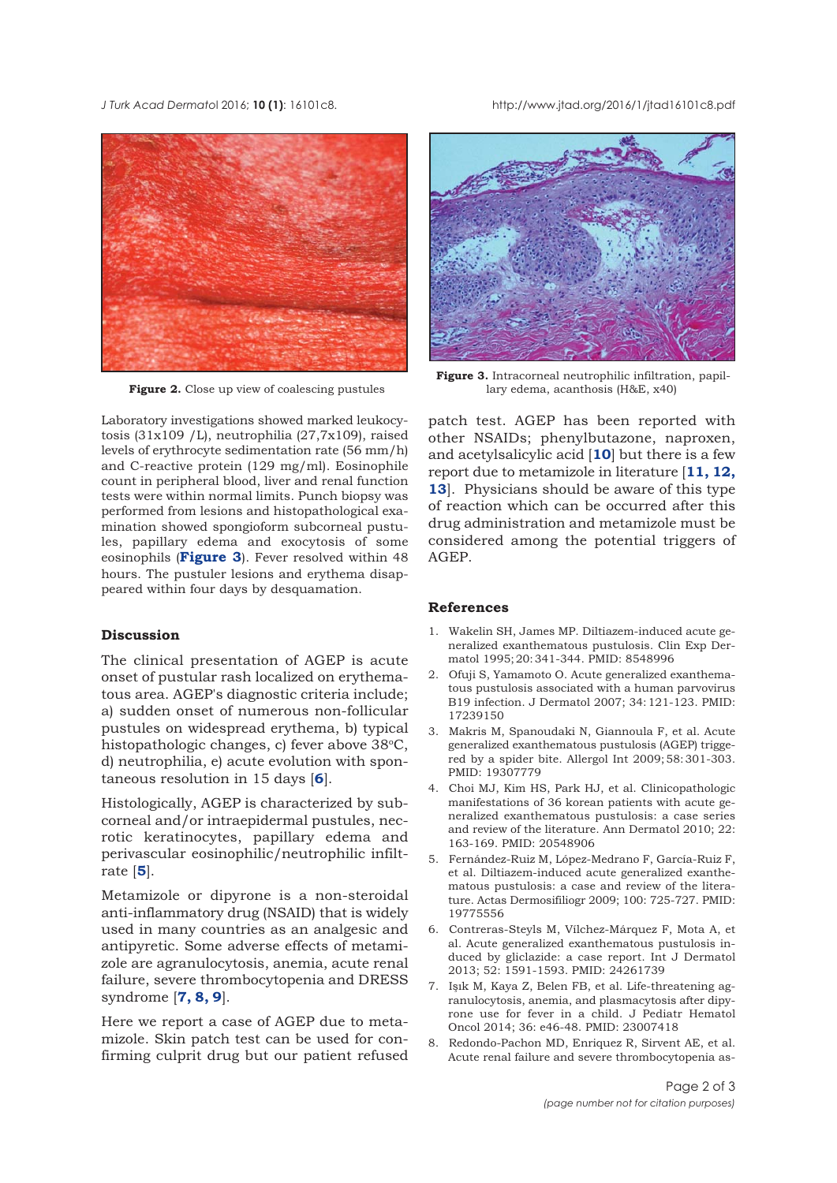Figure 2. Close up view of coalescing pustules

Figure 3. Intracorneal neutrophilic infiltration, papillary edema, acanthosis (H&E, x40)

Laboratory investigations showed marked leukocytosis (31x109 /L), neutrophilia (27,7x109), raised levels of erythrocyte sedimentation rate (56 mm/h) and C-reactive protein (129 mg/ml). Eosinophile count in peripheral blood, liver and renal function tests were within normal limits. Punch biopsy was performed from lesions and histopathological examination showed spongioform subcorneal pustules, papillary edema and exocytosis of some eosinophils (**Figure 3**). Fever resolved within 48 hours. The pustuler lesions and erythema disappeared within four days by desquamation.

## Discussion

The clinical presentation of AGEP is acute onset of pustular rash localized on erythematous area. AGEP's diagnostic criteria include; a) sudden onset of numerous non-follicular pustules on widespread erythema, b) typical histopathologic changes, c) fever above 38°C, d) neutrophilia, e) acute evolution with spontaneous resolution in 15 days [**6**].

Histologically, AGEP is characterized by subcorneal and/or intraepidermal pustules, necrotic keratinocytes, papillary edema and perivascular eosinophilic/neutrophilic infiltrate [**5**].

Metamizole or dipyrone is a non-steroidal anti-inflammatory drug (NSAID) that is widely used in many countries as an analgesic and antipyretic. Some adverse effects of metamizole are agranulocytosis, anemia, acute renal failure, severe thrombocytopenia and DRESS syndrome [**7, 8, 9**].

Here we report a case of AGEP due to metamizole. Skin patch test can be used for confirming culprit drug but our patient refused patch test. AGEP has been reported with other NSAIDs; phenylbutazone, naproxen, and acetylsalicylic acid [**10**] but there is a few report due to metamizole in literature [**11, 12, 13**]. Physicians should be aware of this type of reaction which can be occurred after this drug administration and metamizole must be considered among the potential triggers of AGEP.

## References

1. Wakelin SH, James MP. Diltiazem-induced acute generalized exanthematous pustulosis. Clin Exp Dermatol 1995; 20: 341-344. PMID: 8548996
2. Ofuji S, Yamamoto O. Acute generalized exanthematous pustulosis associated with a human parvovirus B19 infection. J Dermatol 2007; 34: 121-123. PMID: 17239150
3. Makris M, Spanoudaki N, Giannoula F, et al. Acute generalized exanthematous pustulosis (AGEP) triggered by a spider bite. Allergol Int 2009; 58: 301-303. PMID: 19307779
4. Choi MJ, Kim HS, Park HJ, et al. Clinicopathologic manifestations of 36 korean patients with acute generalized exanthematous pustulosis: a case series and review of the literature. Ann Dermatol 2010; 22: 163-169. PMID: 20548906
5. Fernández-Ruiz M, López-Medrano F, García-Ruiz F, et al. Diltiazem-induced acute generalized exanthematous pustulosis: a case and review of the literature. Actas Dermosifiliogr 2009; 100: 725-727. PMID: 19775556
6. Contreras-Steyls M, Vílchez-Márquez F, Mota A, et al. Acute generalized exanthematous pustulosis induced by gliclazide: a case report. Int J Dermatol 2013; 52: 1591-1593. PMID: 24261739
7. Işık M, Kaya Z, Belen FB, et al. Life-threatening agranulocytosis, anemia, and plasmacytosis after dipyrone use for fever in a child. J Pediatr Hematol Oncol 2014; 36: e46-48. PMID: 23007418
8. Redondo-Pachon MD, Enriquez R, Sirvent AE, et al. Acute renal failure and severe thrombocytopenia as-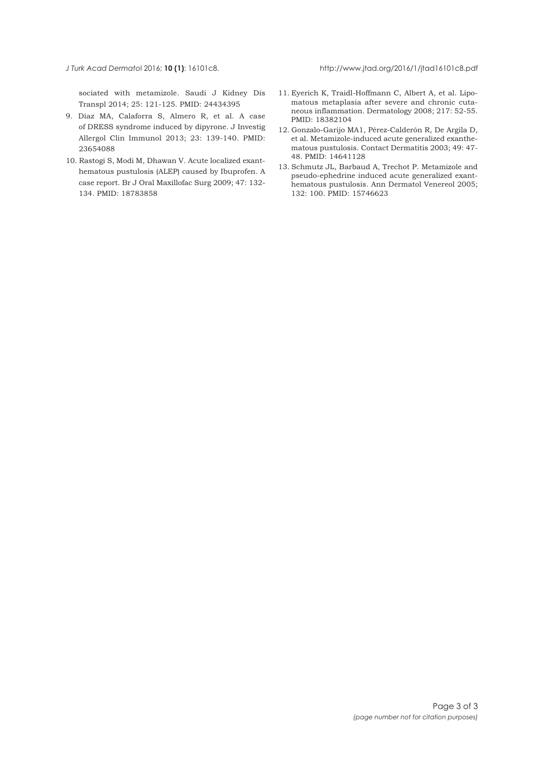sociated with metamizole. Saudi J Kidney Dis Transpl 2014; 25: 121-125. PMID: 24434395

9. Díaz MA, Calaforra S, Almero R, et al. A case of DRESS syndrome induced by dipyrone. J Investig Allergol Clin Immunol 2013; 23: 139-140. PMID: 23654088
10. Rastogi S, Modi M, Dhawan V. Acute localized exanthematous pustulosis (ALEP) caused by Ibuprofen. A case report. Br J Oral Maxillofac Surg 2009; 47: 132-134. PMID: 18783858
11. Eyerich K, Traidl-Hoffmann C, Albert A, et al. Lipomatous metaplasia after severe and chronic cutaneous inflammation. Dermatology 2008; 217: 52-55. PMID: 18382104
12. Gonzalo-Garijo MA1, Pérez-Calderón R, De Argila D, et al. Metamizole-induced acute generalized exanthematous pustulosis. Contact Dermatitis 2003; 49: 47-48. PMID: 14641128
13. Schmutz JL, Barbaud A, Trechot P. Metamizole and pseudo-ephedrine induced acute generalized exanthematous pustulosis. Ann Dermatol Venereol 2005; 132: 100. PMID: 15746623